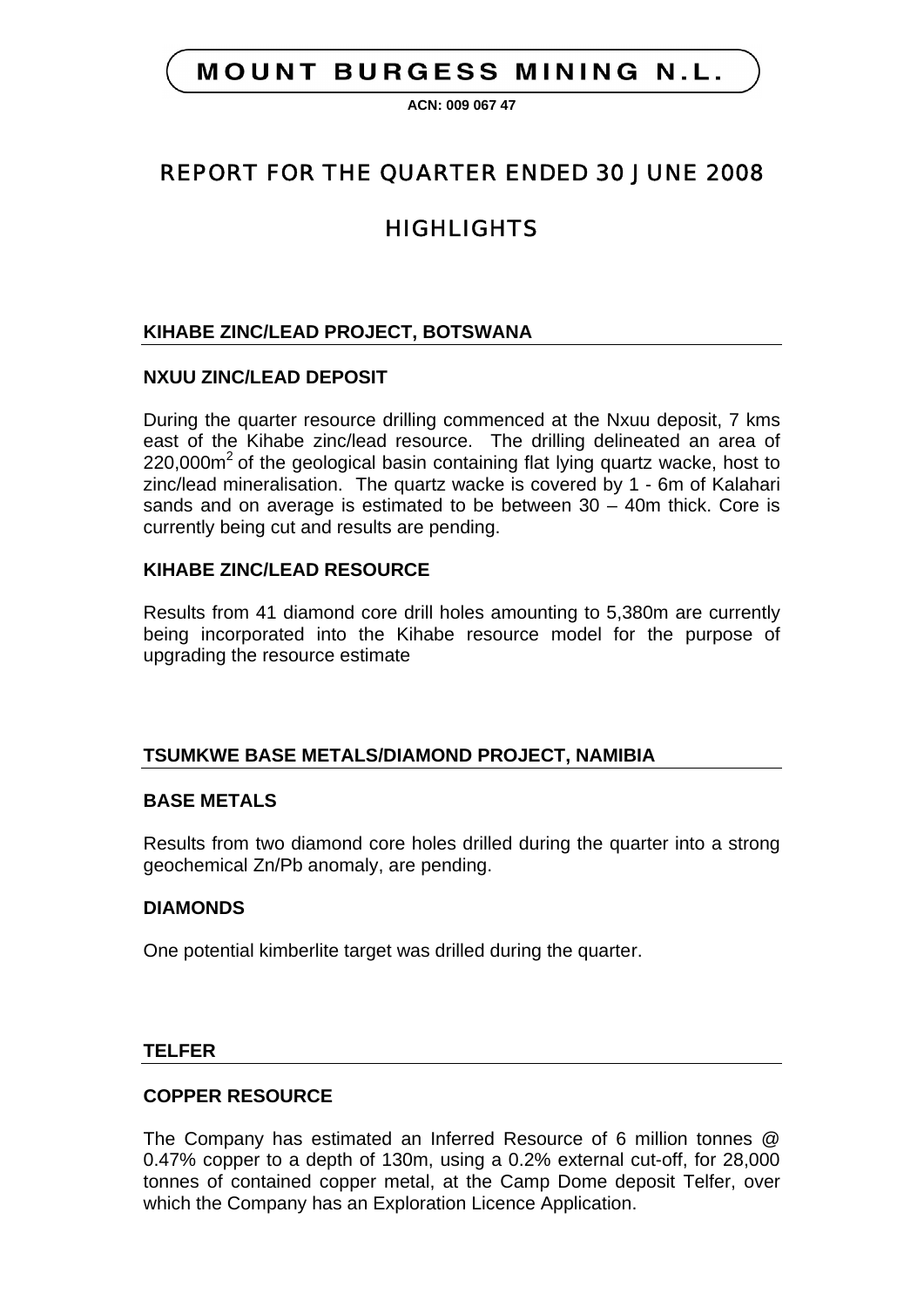# MOUNT BURGESS MINING N.L.

**ACN: 009 067 47**

# REPORT FOR THE QUARTER ENDED 30 JUNE 2008

# HIGHLIGHTS

## KIHABE ZINC/LEAD PROJECT, BOTSWANA

### NXUU ZINC/LEAD DEPOSIT

During the quarter resource drilling commenced at the Nxuu deposit, 7 kms east of the Kihabe zinc/lead resource. The drilling delineated an area of 220,000m$^2$ of the geological basin containing flat lying quartz wacke, host to zinc/lead mineralisation. The quartz wacke is covered by 1 - 6m of Kalahari sands and on average is estimated to be between 30 – 40m thick. Core is currently being cut and results are pending.

### KIHABE ZINC/LEAD RESOURCE

Results from 41 diamond core drill holes amounting to 5,380m are currently being incorporated into the Kihabe resource model for the purpose of upgrading the resource estimate

## TSUMKWE BASE METALS/DIAMOND PROJECT, NAMIBIA

### BASE METALS

Results from two diamond core holes drilled during the quarter into a strong geochemical Zn/Pb anomaly, are pending.

### DIAMONDS

One potential kimberlite target was drilled during the quarter.

## TELFER

### COPPER RESOURCE

The Company has estimated an Inferred Resource of 6 million tonnes @ 0.47% copper to a depth of 130m, using a 0.2% external cut-off, for 28,000 tonnes of contained copper metal, at the Camp Dome deposit Telfer, over which the Company has an Exploration Licence Application.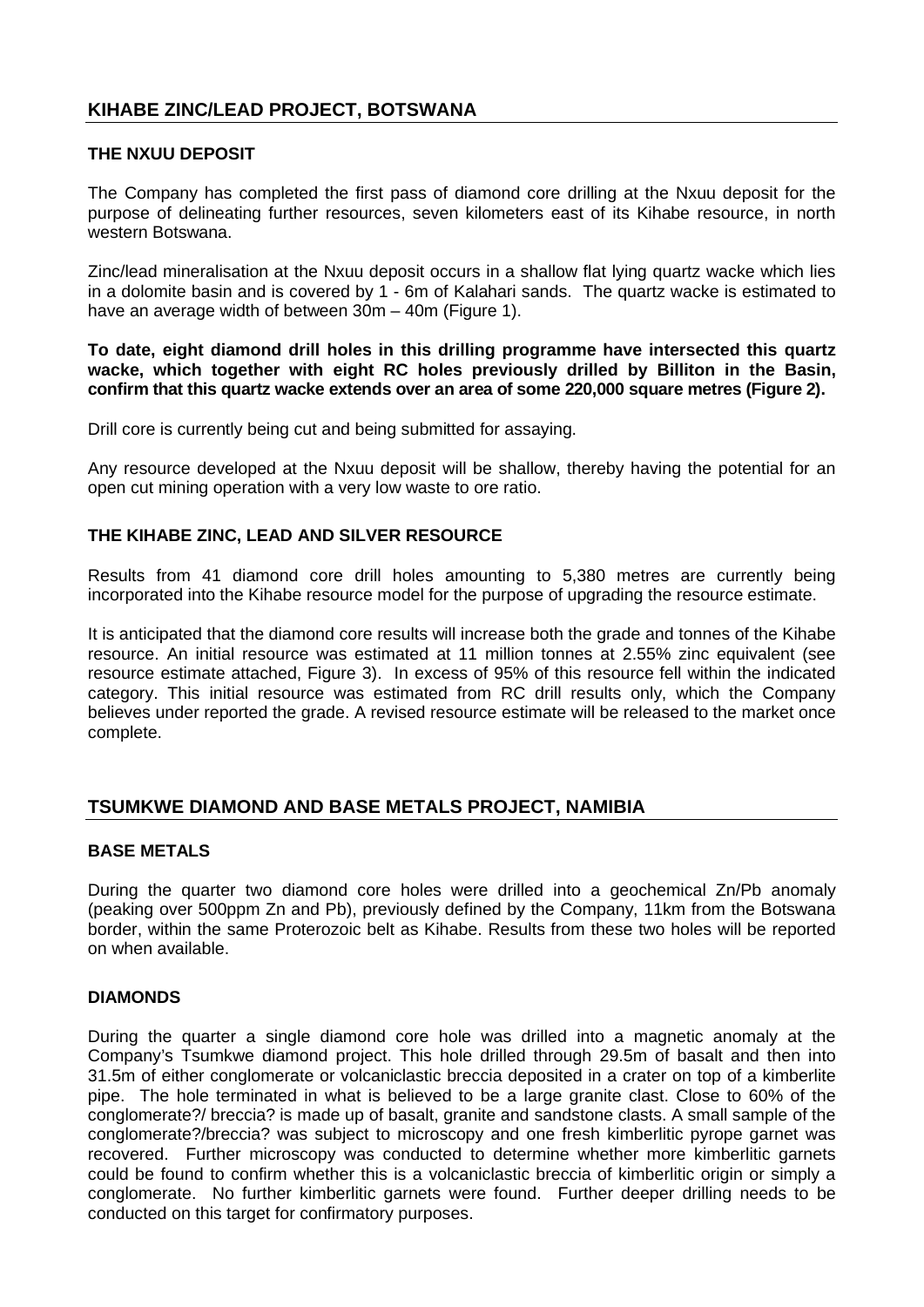## KIHABE ZINC/LEAD PROJECT, BOTSWANA

### THE NXUU DEPOSIT

The Company has completed the first pass of diamond core drilling at the Nxuu deposit for the purpose of delineating further resources, seven kilometers east of its Kihabe resource, in north western Botswana.

Zinc/lead mineralisation at the Nxuu deposit occurs in a shallow flat lying quartz wacke which lies in a dolomite basin and is covered by 1 - 6m of Kalahari sands. The quartz wacke is estimated to have an average width of between 30m – 40m (Figure 1).

**To date, eight diamond drill holes in this drilling programme have intersected this quartz wacke, which together with eight RC holes previously drilled by Billiton in the Basin, confirm that this quartz wacke extends over an area of some 220,000 square metres (Figure 2).**

Drill core is currently being cut and being submitted for assaying.

Any resource developed at the Nxuu deposit will be shallow, thereby having the potential for an open cut mining operation with a very low waste to ore ratio.

### THE KIHABE ZINC, LEAD AND SILVER RESOURCE

Results from 41 diamond core drill holes amounting to 5,380 metres are currently being incorporated into the Kihabe resource model for the purpose of upgrading the resource estimate.

It is anticipated that the diamond core results will increase both the grade and tonnes of the Kihabe resource. An initial resource was estimated at 11 million tonnes at 2.55% zinc equivalent (see resource estimate attached, Figure 3). In excess of 95% of this resource fell within the indicated category. This initial resource was estimated from RC drill results only, which the Company believes under reported the grade. A revised resource estimate will be released to the market once complete.

## TSUMKWE DIAMOND AND BASE METALS PROJECT, NAMIBIA

### BASE METALS

During the quarter two diamond core holes were drilled into a geochemical Zn/Pb anomaly (peaking over 500ppm Zn and Pb), previously defined by the Company, 11km from the Botswana border, within the same Proterozoic belt as Kihabe. Results from these two holes will be reported on when available.

### DIAMONDS

During the quarter a single diamond core hole was drilled into a magnetic anomaly at the Company's Tsumkwe diamond project. This hole drilled through 29.5m of basalt and then into 31.5m of either conglomerate or volcaniclastic breccia deposited in a crater on top of a kimberlite pipe. The hole terminated in what is believed to be a large granite clast. Close to 60% of the conglomerate?/ breccia? is made up of basalt, granite and sandstone clasts. A small sample of the conglomerate?/breccia? was subject to microscopy and one fresh kimberlitic pyrope garnet was recovered. Further microscopy was conducted to determine whether more kimberlitic garnets could be found to confirm whether this is a volcaniclastic breccia of kimberlitic origin or simply a conglomerate. No further kimberlitic garnets were found. Further deeper drilling needs to be conducted on this target for confirmatory purposes.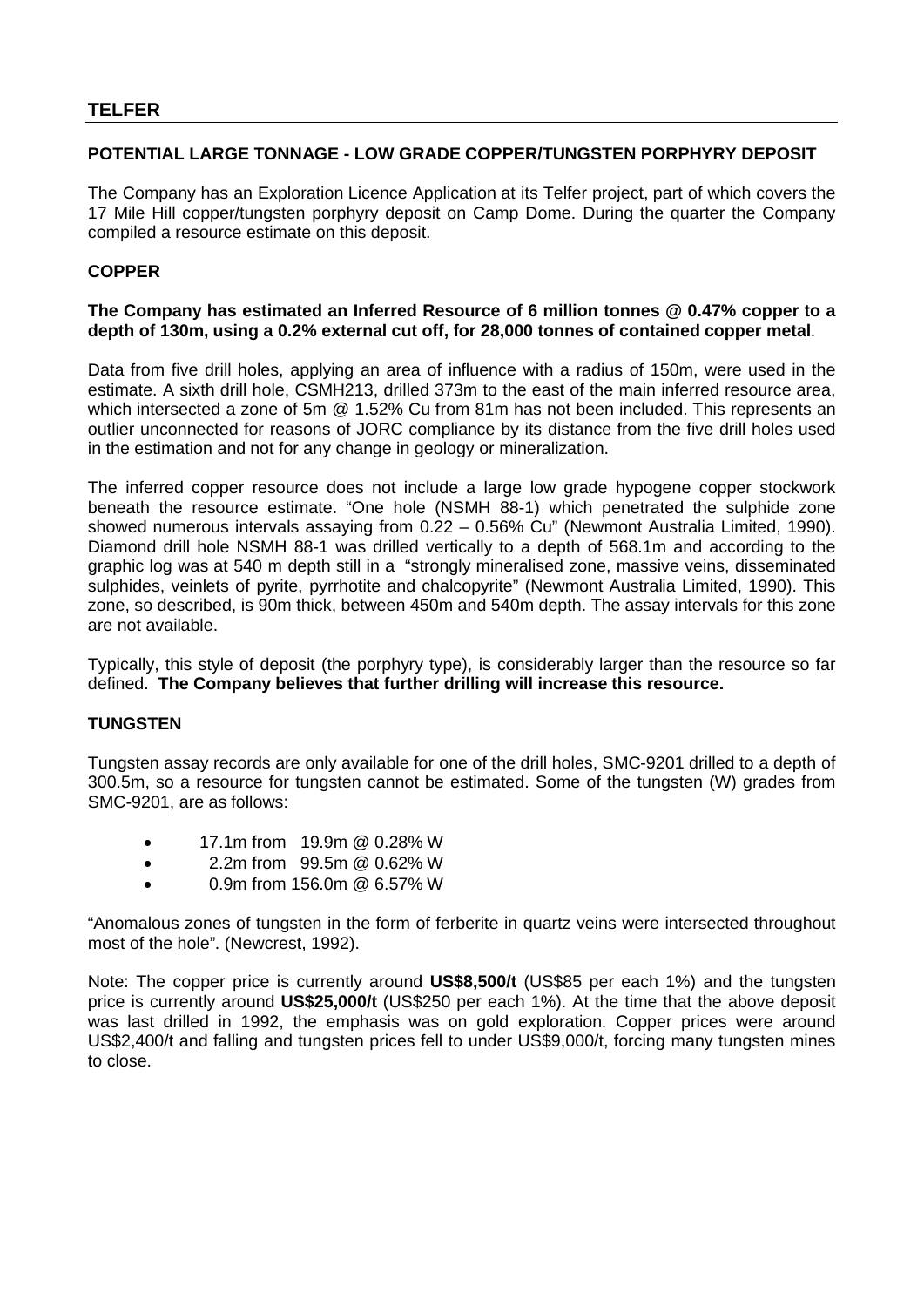## TELFER

### POTENTIAL LARGE TONNAGE - LOW GRADE COPPER/TUNGSTEN PORPHYRY DEPOSIT

The Company has an Exploration Licence Application at its Telfer project, part of which covers the 17 Mile Hill copper/tungsten porphyry deposit on Camp Dome. During the quarter the Company compiled a resource estimate on this deposit.

### COPPER

**The Company has estimated an Inferred Resource of 6 million tonnes @ 0.47% copper to a depth of 130m, using a 0.2% external cut off, for 28,000 tonnes of contained copper metal**.

Data from five drill holes, applying an area of influence with a radius of 150m, were used in the estimate. A sixth drill hole, CSMH213, drilled 373m to the east of the main inferred resource area, which intersected a zone of 5m @ 1.52% Cu from 81m has not been included. This represents an outlier unconnected for reasons of JORC compliance by its distance from the five drill holes used in the estimation and not for any change in geology or mineralization.

The inferred copper resource does not include a large low grade hypogene copper stockwork beneath the resource estimate. "One hole (NSMH 88-1) which penetrated the sulphide zone showed numerous intervals assaying from 0.22 – 0.56% Cu" (Newmont Australia Limited, 1990). Diamond drill hole NSMH 88-1 was drilled vertically to a depth of 568.1m and according to the graphic log was at 540 m depth still in a "strongly mineralised zone, massive veins, disseminated sulphides, veinlets of pyrite, pyrrhotite and chalcopyrite" (Newmont Australia Limited, 1990). This zone, so described, is 90m thick, between 450m and 540m depth. The assay intervals for this zone are not available.

Typically, this style of deposit (the porphyry type), is considerably larger than the resource so far defined. **The Company believes that further drilling will increase this resource.**

### TUNGSTEN

Tungsten assay records are only available for one of the drill holes, SMC-9201 drilled to a depth of 300.5m, so a resource for tungsten cannot be estimated. Some of the tungsten (W) grades from SMC-9201, are as follows:

- 17.1m from 19.9m @ 0.28% W
- 2.2m from 99.5m @ 0.62% W
- 0.9m from 156.0m @ 6.57% W

"Anomalous zones of tungsten in the form of ferberite in quartz veins were intersected throughout most of the hole". (Newcrest, 1992).

Note: The copper price is currently around **US$8,500/t** (US$85 per each 1%) and the tungsten price is currently around **US$25,000/t** (US$250 per each 1%). At the time that the above deposit was last drilled in 1992, the emphasis was on gold exploration. Copper prices were around US$2,400/t and falling and tungsten prices fell to under US$9,000/t, forcing many tungsten mines to close.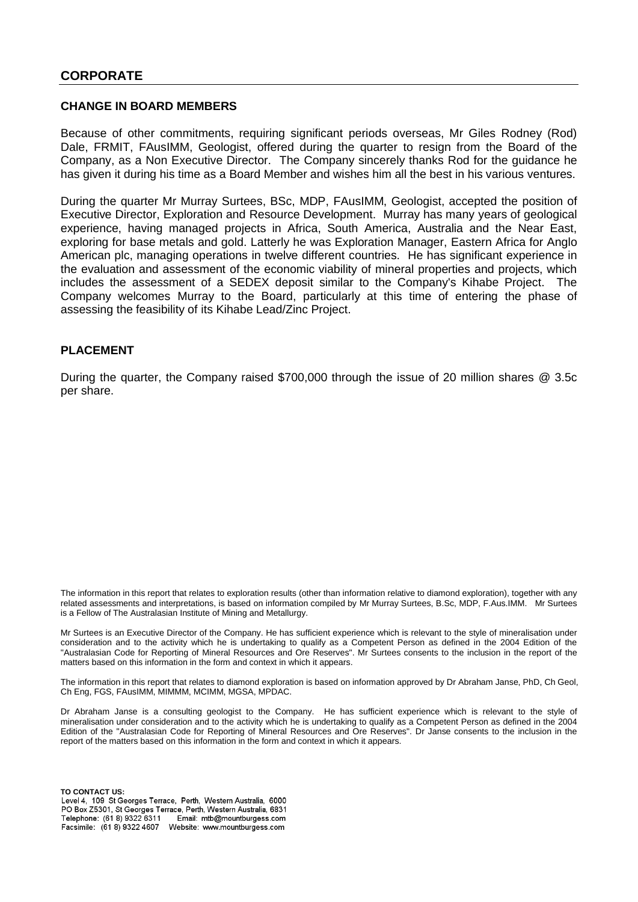## CORPORATE

### CHANGE IN BOARD MEMBERS

Because of other commitments, requiring significant periods overseas, Mr Giles Rodney (Rod) Dale, FRMIT, FAusIMM, Geologist, offered during the quarter to resign from the Board of the Company, as a Non Executive Director. The Company sincerely thanks Rod for the guidance he has given it during his time as a Board Member and wishes him all the best in his various ventures.

During the quarter Mr Murray Surtees, BSc, MDP, FAusIMM, Geologist, accepted the position of Executive Director, Exploration and Resource Development. Murray has many years of geological experience, having managed projects in Africa, South America, Australia and the Near East, exploring for base metals and gold. Latterly he was Exploration Manager, Eastern Africa for Anglo American plc, managing operations in twelve different countries. He has significant experience in the evaluation and assessment of the economic viability of mineral properties and projects, which includes the assessment of a SEDEX deposit similar to the Company's Kihabe Project. The Company welcomes Murray to the Board, particularly at this time of entering the phase of assessing the feasibility of its Kihabe Lead/Zinc Project.

### PLACEMENT

During the quarter, the Company raised $700,000 through the issue of 20 million shares @ 3.5c per share.

The information in this report that relates to exploration results (other than information relative to diamond exploration), together with any related assessments and interpretations, is based on information compiled by Mr Murray Surtees, B.Sc, MDP, F.Aus.IMM. Mr Surtees is a Fellow of The Australasian Institute of Mining and Metallurgy.

Mr Surtees is an Executive Director of the Company. He has sufficient experience which is relevant to the style of mineralisation under consideration and to the activity which he is undertaking to qualify as a Competent Person as defined in the 2004 Edition of the "Australasian Code for Reporting of Mineral Resources and Ore Reserves". Mr Surtees consents to the inclusion in the report of the matters based on this information in the form and context in which it appears.

The information in this report that relates to diamond exploration is based on information approved by Dr Abraham Janse, PhD, Ch Geol, Ch Eng, FGS, FAusIMM, MIMMM, MCIMM, MGSA, MPDAC.

Dr Abraham Janse is a consulting geologist to the Company. He has sufficient experience which is relevant to the style of mineralisation under consideration and to the activity which he is undertaking to qualify as a Competent Person as defined in the 2004 Edition of the "Australasian Code for Reporting of Mineral Resources and Ore Reserves". Dr Janse consents to the inclusion in the report of the matters based on this information in the form and context in which it appears.

**TO CONTACT US:**
Level 4, 109 St Georges Terrace, Perth, Western Australia, 6000
PO Box Z5301, St Georges Terrace, Perth, Western Australia, 6831
Telephone: (61 8) 9322 6311 Email: mtb@mountburgess.com
Facsimile: (61 8) 9322 4607 Website: www.mountburgess.com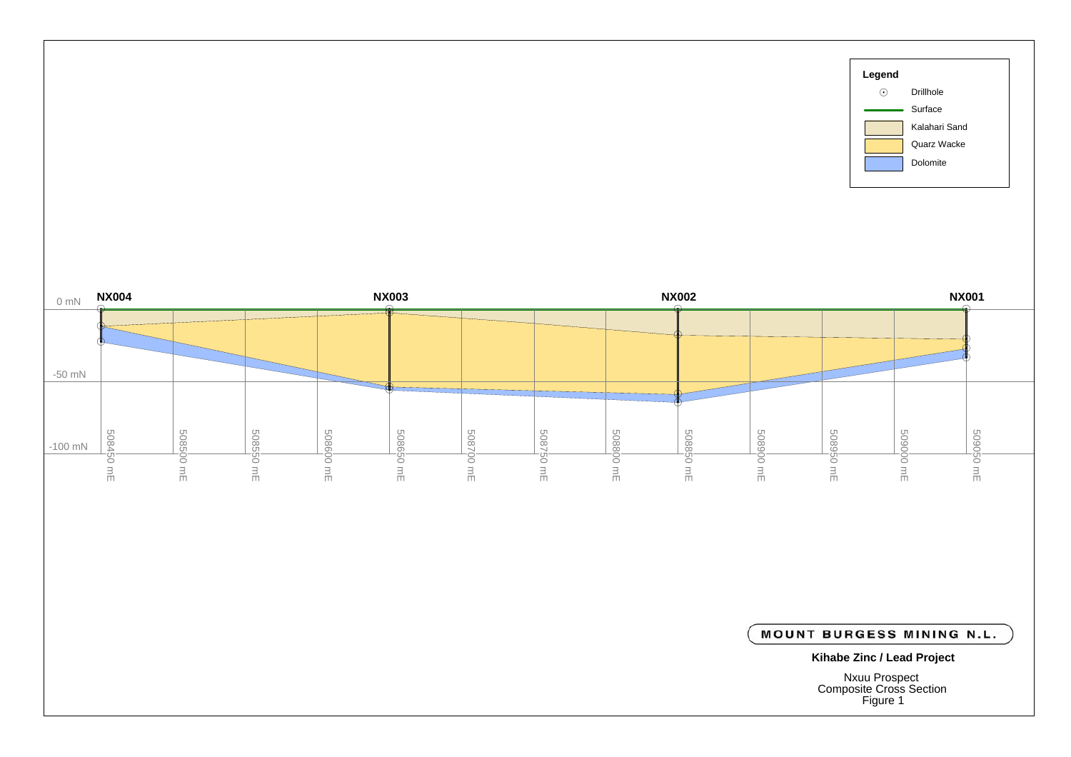**Legend**

- Drillhole
- Surface
- Kalahari Sand
- Quarz Wacke
- Dolomite

NX004 NX003 NX002 NX001

0 mN

-50 mN

-100 mN

508450 mE 508500 mE 508550 mE 508600 mE 508650 mE 508700 mE 508750 mE 508800 mE 508850 mE 508900 mE 508950 mE 509000 mE 509050 mE

**MOUNT BURGESS MINING N.L.**

**Kihabe Zinc / Lead Project**

Nxuu Prospect
Composite Cross Section
Figure 1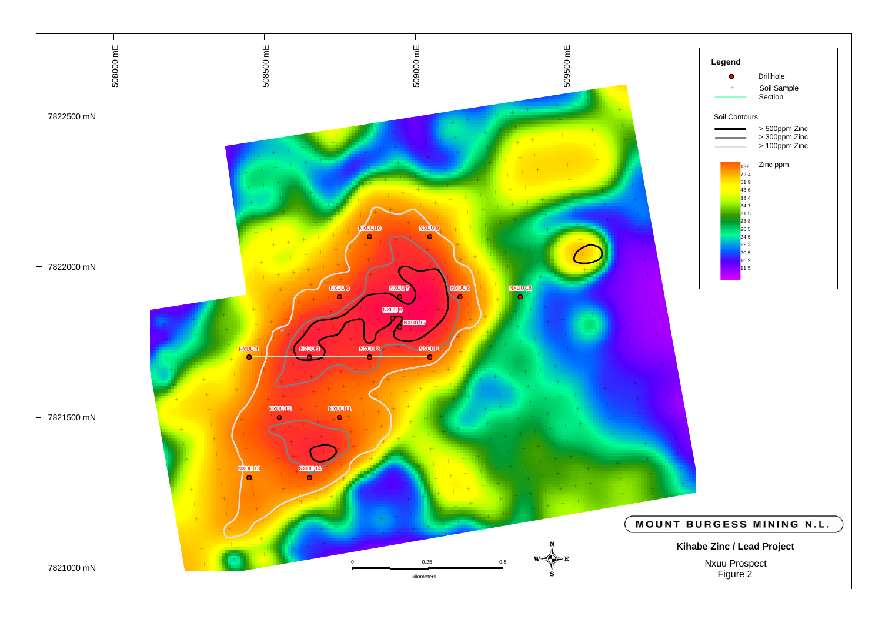508000 mE | 508500 mE | 509000 mE | 509500 mE

7822500 mN

7822000 mN

7821500 mN

7821000 mN

NXUU 10, NXUU 9, NXUU 6, NXUU 7, NXUU 8, NXUU 16, NXUU 5, NXUU 17, NXUU 4, NXUU 3, NXUU 2, NXUU 1, NXUU 12, NXUU 11, NXUU 13, NXUU 14

**Legend**

- Drillhole
- Soil Sample
- Section

Soil Contours

- > 500ppm Zinc
- > 300ppm Zinc
- > 100ppm Zinc

Zinc ppm

132
72.4
51.9
43.6
38.4
34.7
31.5
28.8
26.5
24.5
22.3
20.5
16.9
11.5

0 | 0.25 | 0.5

kilometers

**MOUNT BURGESS MINING N.L.**

**Kihabe Zinc / Lead Project**

Nxuu Prospect
Figure 2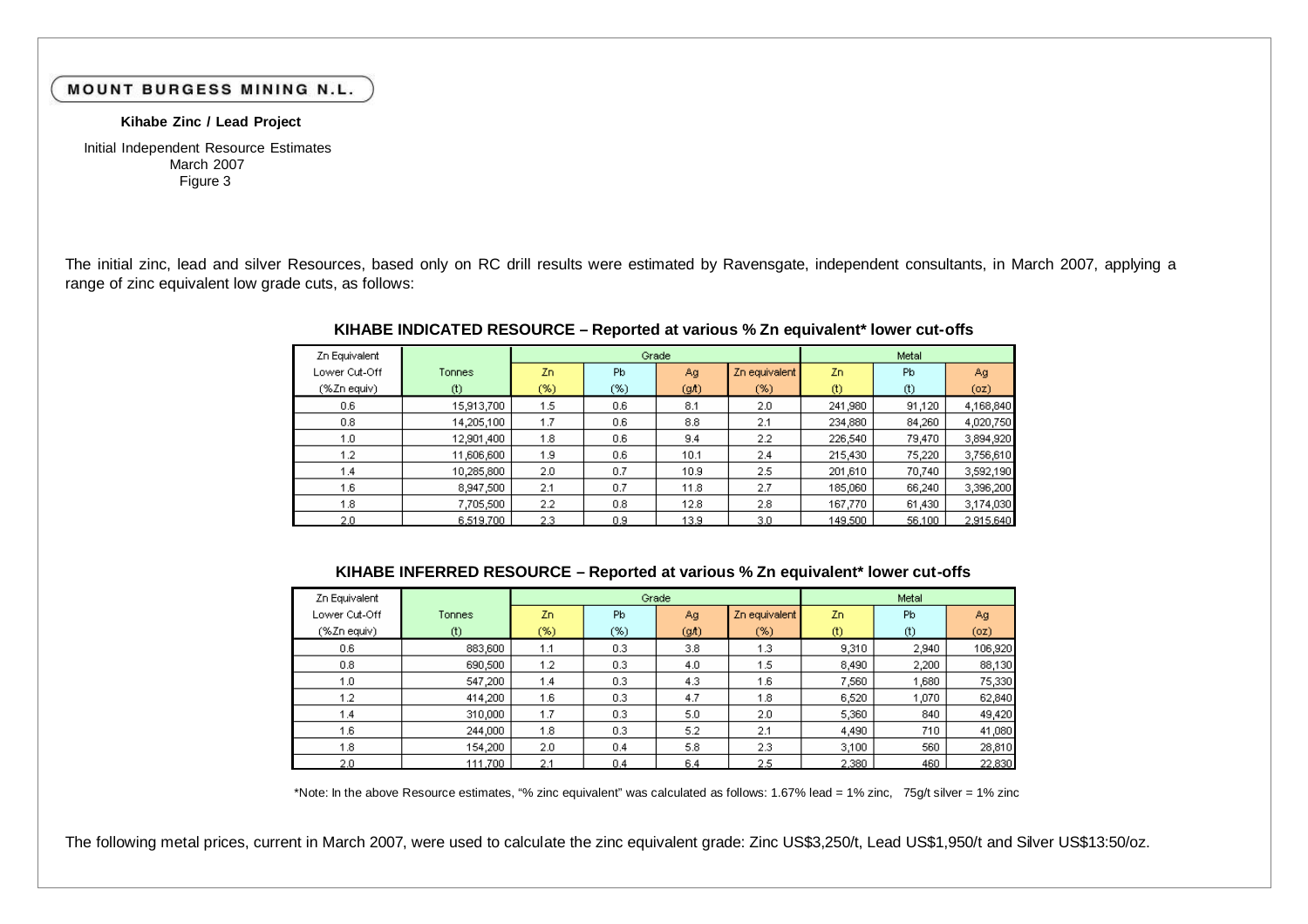**MOUNT BURGESS MINING N.L.**

**Kihabe Zinc / Lead Project**

Initial Independent Resource Estimates
March 2007
Figure 3

The initial zinc, lead and silver Resources, based only on RC drill results were estimated by Ravensgate, independent consultants, in March 2007, applying a range of zinc equivalent low grade cuts, as follows:

**KIHABE INDICATED RESOURCE – Reported at various % Zn equivalent* lower cut-offs**

| Zn Equivalent Lower Cut-Off (%Zn equiv) | Tonnes (t) | Grade | | | | Metal | | |
|---|---|---|---|---|---|---|---|---|
| | | Zn (%) | Pb (%) | Ag (g/t) | Zn equivalent (%) | Zn (t) | Pb (t) | Ag (oz) |
| 0.6 | 15,913,700 | 1.5 | 0.6 | 8.1 | 2.0 | 241,980 | 91,120 | 4,168,840 |
| 0.8 | 14,205,100 | 1.7 | 0.6 | 8.8 | 2.1 | 234,880 | 84,260 | 4,020,750 |
| 1.0 | 12,901,400 | 1.8 | 0.6 | 9.4 | 2.2 | 226,540 | 79,470 | 3,894,920 |
| 1.2 | 11,606,600 | 1.9 | 0.6 | 10.1 | 2.4 | 215,430 | 75,220 | 3,756,610 |
| 1.4 | 10,285,800 | 2.0 | 0.7 | 10.9 | 2.5 | 201,610 | 70,740 | 3,592,190 |
| 1.6 | 8,947,500 | 2.1 | 0.7 | 11.8 | 2.7 | 185,060 | 66,240 | 3,396,200 |
| 1.8 | 7,705,500 | 2.2 | 0.8 | 12.8 | 2.8 | 167,770 | 61,430 | 3,174,030 |
| 2.0 | 6,519,700 | 2.3 | 0.9 | 13.9 | 3.0 | 149,500 | 56,100 | 2,915,640 |

**KIHABE INFERRED RESOURCE – Reported at various % Zn equivalent* lower cut-offs**

| Zn Equivalent Lower Cut-Off (%Zn equiv) | Tonnes (t) | Grade | | | | Metal | | |
|---|---|---|---|---|---|---|---|---|
| | | Zn (%) | Pb (%) | Ag (g/t) | Zn equivalent (%) | Zn (t) | Pb (t) | Ag (oz) |
| 0.6 | 883,600 | 1.1 | 0.3 | 3.8 | 1.3 | 9,310 | 2,940 | 106,920 |
| 0.8 | 690,500 | 1.2 | 0.3 | 4.0 | 1.5 | 8,490 | 2,200 | 88,130 |
| 1.0 | 547,200 | 1.4 | 0.3 | 4.3 | 1.6 | 7,560 | 1,680 | 75,330 |
| 1.2 | 414,200 | 1.6 | 0.3 | 4.7 | 1.8 | 6,520 | 1,070 | 62,840 |
| 1.4 | 310,000 | 1.7 | 0.3 | 5.0 | 2.0 | 5,360 | 840 | 49,420 |
| 1.6 | 244,000 | 1.8 | 0.3 | 5.2 | 2.1 | 4,490 | 710 | 41,080 |
| 1.8 | 154,200 | 2.0 | 0.4 | 5.8 | 2.3 | 3,100 | 560 | 28,810 |
| 2.0 | 111,700 | 2.1 | 0.4 | 6.4 | 2.5 | 2,380 | 460 | 22,830 |

*Note: In the above Resource estimates, "% zinc equivalent" was calculated as follows: 1.67% lead = 1% zinc, 75g/t silver = 1% zinc

The following metal prices, current in March 2007, were used to calculate the zinc equivalent grade: Zinc US$3,250/t, Lead US$1,950/t and Silver US$13:50/oz.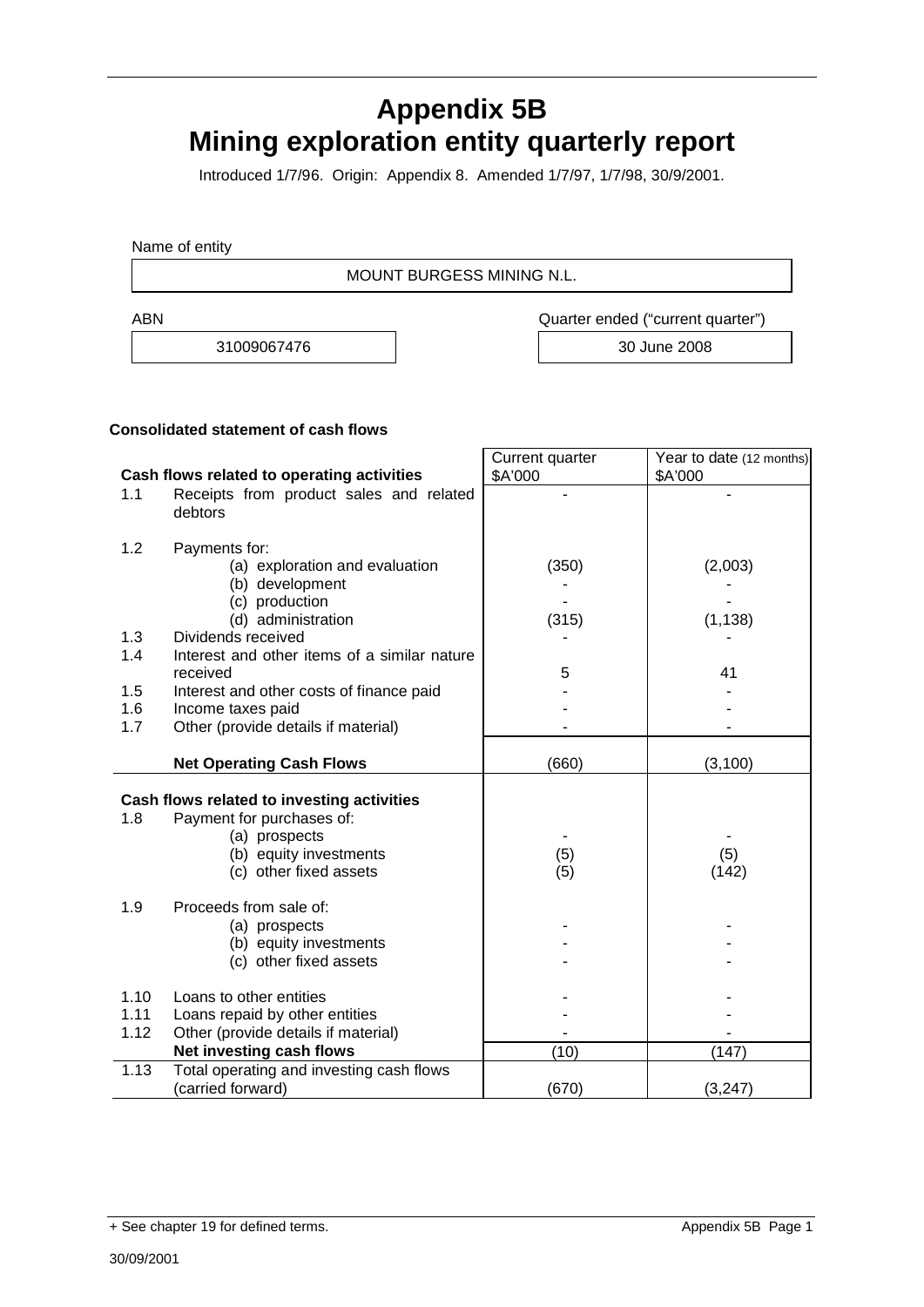# Appendix 5B
# Mining exploration entity quarterly report

Introduced 1/7/96. Origin: Appendix 8. Amended 1/7/97, 1/7/98, 30/9/2001.

Name of entity

| MOUNT BURGESS MINING N.L. |
|---|

| ABN | Quarter ended ("current quarter") |
|---|---|
| 31009067476 | 30 June 2008 |

**Consolidated statement of cash flows**

| | **Cash flows related to operating activities** | Current quarter $A'000 | Year to date (12 months) $A'000 |
|---|---|---|---|
| 1.1 | Receipts from product sales and related debtors | - | - |
| 1.2 | Payments for: | | |
| | (a) exploration and evaluation | (350) | (2,003) |
| | (b) development | - | - |
| | (c) production | - | - |
| | (d) administration | (315) | (1,138) |
| 1.3 | Dividends received | - | - |
| 1.4 | Interest and other items of a similar nature received | 5 | 41 |
| 1.5 | Interest and other costs of finance paid | - | - |
| 1.6 | Income taxes paid | - | - |
| 1.7 | Other (provide details if material) | - | - |
| | **Net Operating Cash Flows** | (660) | (3,100) |
| | **Cash flows related to investing activities** | | |
| 1.8 | Payment for purchases of: | | |
| | (a) prospects | - | - |
| | (b) equity investments | (5) | (5) |
| | (c) other fixed assets | (5) | (142) |
| 1.9 | Proceeds from sale of: | | |
| | (a) prospects | - | - |
| | (b) equity investments | - | - |
| | (c) other fixed assets | - | - |
| 1.10 | Loans to other entities | - | - |
| 1.11 | Loans repaid by other entities | - | - |
| 1.12 | Other (provide details if material) | - | - |
| | **Net investing cash flows** | (10) | (147) |
| 1.13 | Total operating and investing cash flows (carried forward) | (670) | (3,247) |

+ See chapter 19 for defined terms.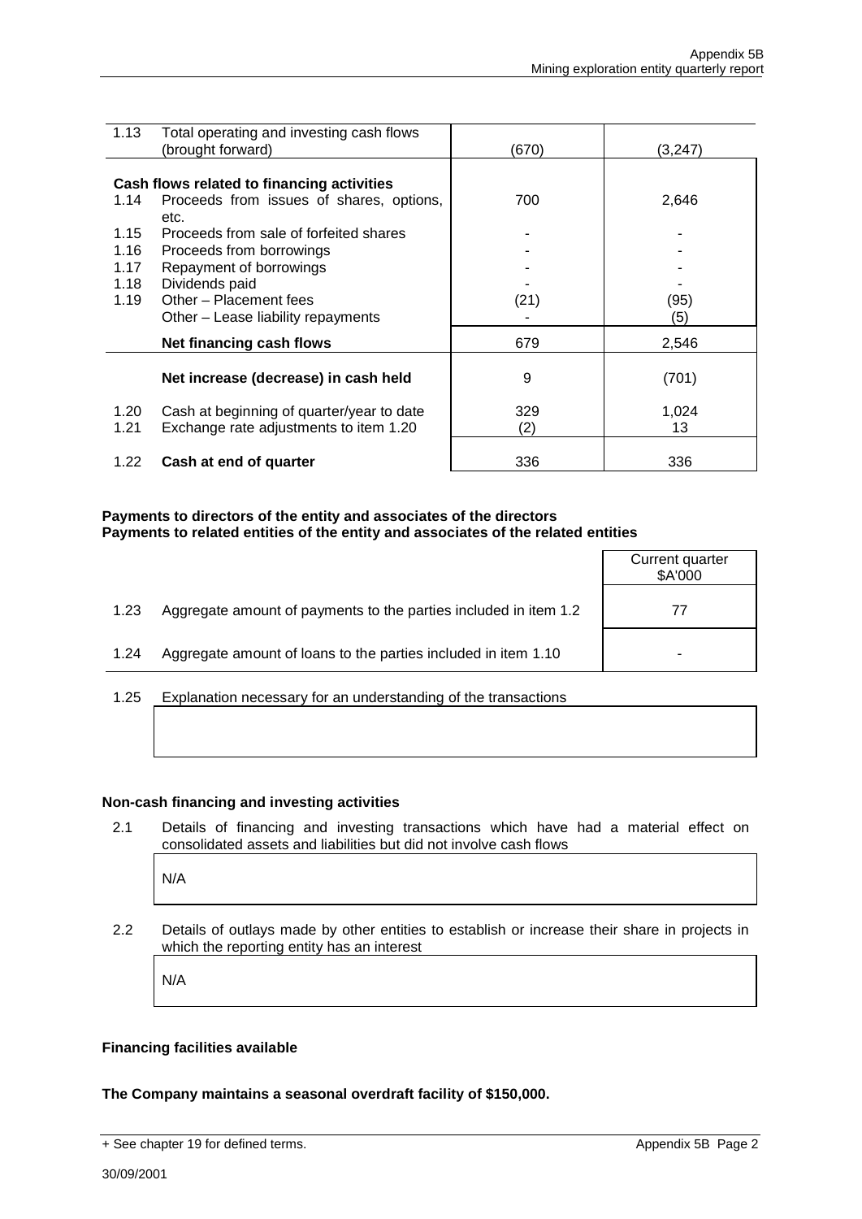| | | | |
|---|---|---|---|
| 1.13 | Total operating and investing cash flows (brought forward) | (670) | (3,247) |
| | **Cash flows related to financing activities** | | |
| 1.14 | Proceeds from issues of shares, options, etc. | 700 | 2,646 |
| 1.15 | Proceeds from sale of forfeited shares | - | - |
| 1.16 | Proceeds from borrowings | - | - |
| 1.17 | Repayment of borrowings | - | - |
| 1.18 | Dividends paid | - | - |
| 1.19 | Other – Placement fees | (21) | (95) |
| | Other – Lease liability repayments | - | (5) |
| | **Net financing cash flows** | 679 | 2,546 |
| | **Net increase (decrease) in cash held** | 9 | (701) |
| 1.20 | Cash at beginning of quarter/year to date | 329 | 1,024 |
| 1.21 | Exchange rate adjustments to item 1.20 | (2) | 13 |
| 1.22 | **Cash at end of quarter** | 336 | 336 |

**Payments to directors of the entity and associates of the directors**
**Payments to related entities of the entity and associates of the related entities**

| | | Current quarter $A'000 |
|---|---|---|
| 1.23 | Aggregate amount of payments to the parties included in item 1.2 | 77 |
| 1.24 | Aggregate amount of loans to the parties included in item 1.10 | - |

1.25 Explanation necessary for an understanding of the transactions

**Non-cash financing and investing activities**

2.1 Details of financing and investing transactions which have had a material effect on consolidated assets and liabilities but did not involve cash flows

N/A

2.2 Details of outlays made by other entities to establish or increase their share in projects in which the reporting entity has an interest

N/A

**Financing facilities available**

**The Company maintains a seasonal overdraft facility of $150,000.**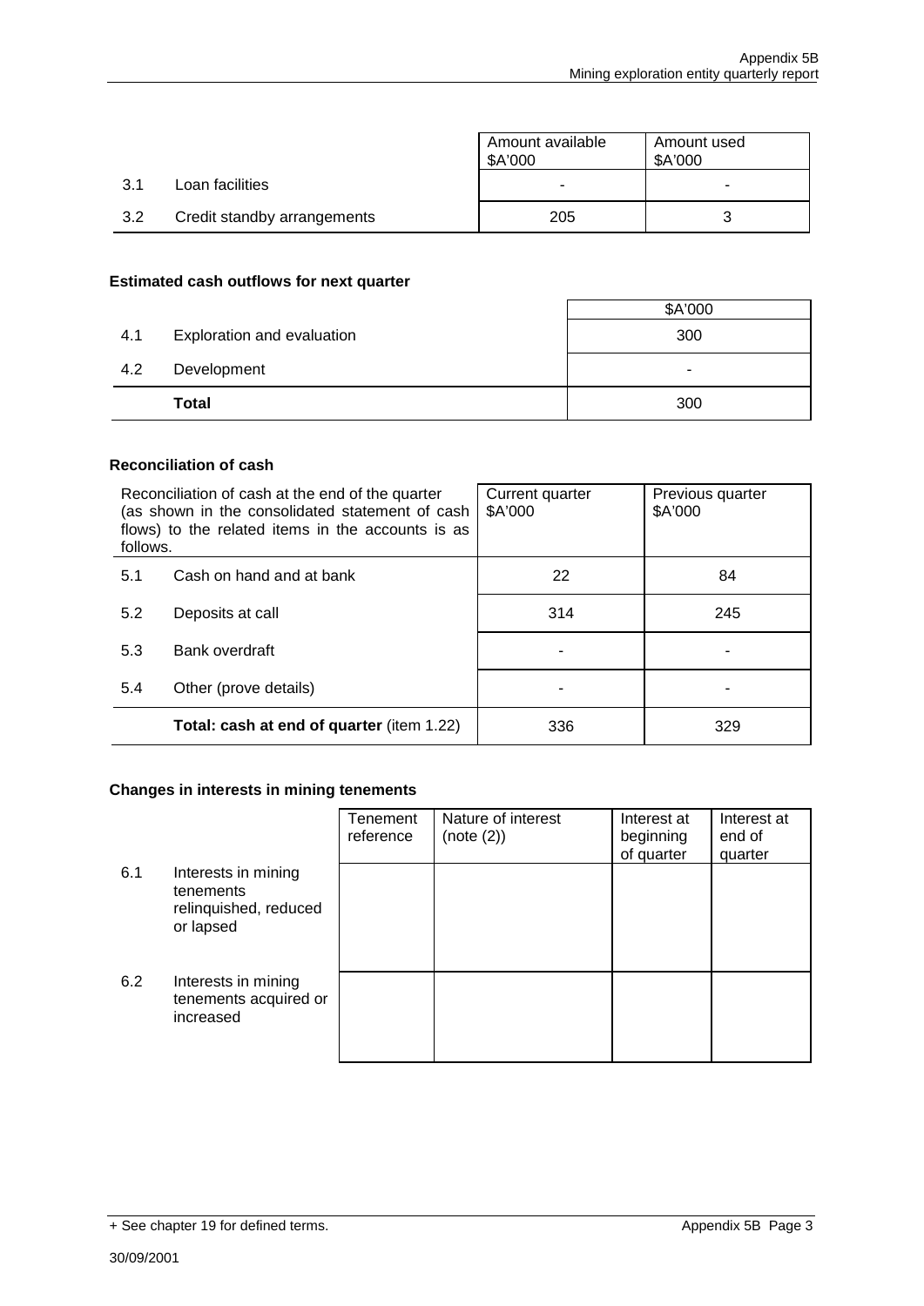| | | Amount available $A'000 | Amount used $A'000 |
|---|---|---|---|
| 3.1 | Loan facilities | - | - |
| 3.2 | Credit standby arrangements | 205 | 3 |

**Estimated cash outflows for next quarter**

| | | $A'000 |
|---|---|---|
| 4.1 | Exploration and evaluation | 300 |
| 4.2 | Development | - |
| | **Total** | 300 |

**Reconciliation of cash**

| Reconciliation of cash at the end of the quarter (as shown in the consolidated statement of cash flows) to the related items in the accounts is as follows. | | Current quarter $A'000 | Previous quarter $A'000 |
|---|---|---|---|
| 5.1 | Cash on hand and at bank | 22 | 84 |
| 5.2 | Deposits at call | 314 | 245 |
| 5.3 | Bank overdraft | - | - |
| 5.4 | Other (prove details) | - | - |
| | **Total: cash at end of quarter** (item 1.22) | 336 | 329 |

**Changes in interests in mining tenements**

| | | Tenement reference | Nature of interest (note (2)) | Interest at beginning of quarter | Interest at end of quarter |
|---|---|---|---|---|---|
| 6.1 | Interests in mining tenements relinquished, reduced or lapsed | | | | |
| 6.2 | Interests in mining tenements acquired or increased | | | | |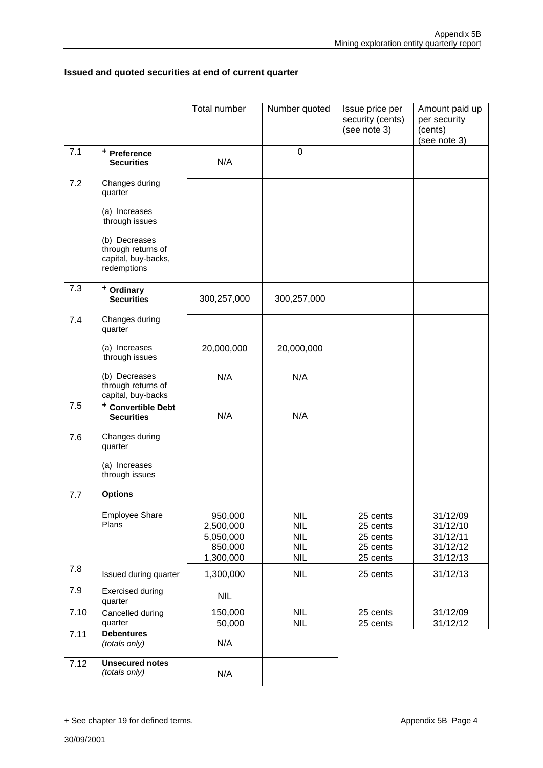## Issued and quoted securities at end of current quarter

| | | Total number | Number quoted | Issue price per security (cents) (see note 3) | Amount paid up per security (cents) (see note 3) |
|---|---|---|---|---|---|
| 7.1 | **+ Preference Securities** | N/A | 0 | | |
| 7.2 | Changes during quarter<br>(a) Increases through issues<br>(b) Decreases through returns of capital, buy-backs, redemptions | | | | |
| 7.3 | **+ Ordinary Securities** | 300,257,000 | 300,257,000 | | |
| 7.4 | Changes during quarter<br>(a) Increases through issues<br>(b) Decreases through returns of capital, buy-backs | <br>20,000,000<br>N/A | <br>20,000,000<br>N/A | | |
| 7.5 | **+ Convertible Debt Securities** | N/A | N/A | | |
| 7.6 | Changes during quarter<br>(a) Increases through issues | | | | |
| 7.7 | **Options**<br>Employee Share Plans | 950,000<br>2,500,000<br>5,050,000<br>850,000<br>1,300,000 | NIL<br>NIL<br>NIL<br>NIL<br>NIL | 25 cents<br>25 cents<br>25 cents<br>25 cents<br>25 cents | 31/12/09<br>31/12/10<br>31/12/11<br>31/12/12<br>31/12/13 |
| 7.8 | Issued during quarter | 1,300,000 | NIL | 25 cents | 31/12/13 |
| 7.9 | Exercised during quarter | NIL | | | |
| 7.10 | Cancelled during quarter | 150,000<br>50,000 | NIL<br>NIL | 25 cents<br>25 cents | 31/12/09<br>31/12/12 |
| 7.11 | **Debentures** *(totals only)* | N/A | | | |
| 7.12 | **Unsecured notes** *(totals only)* | N/A | | | |

+ See chapter 19 for defined terms.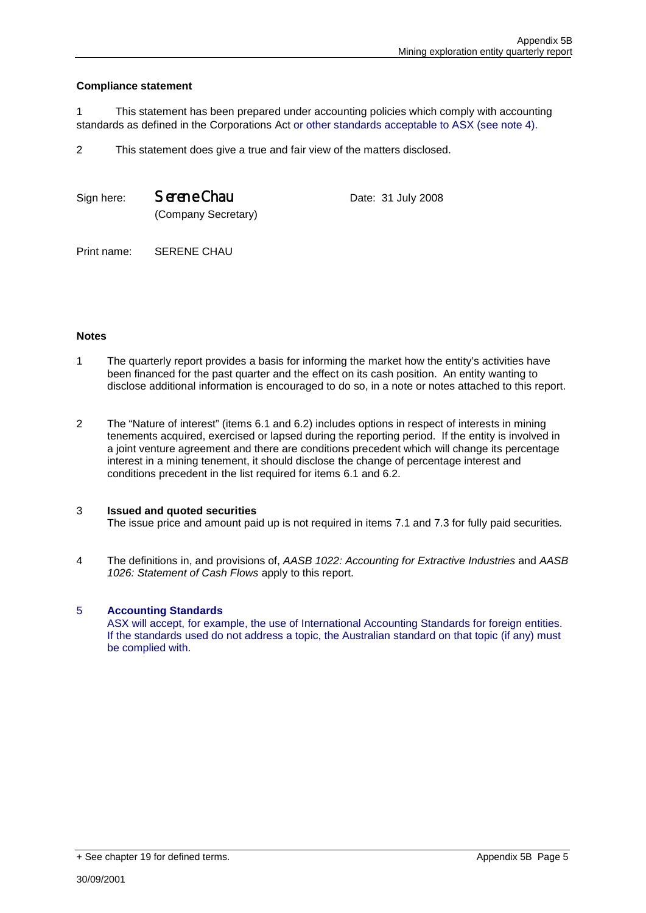**Compliance statement**

1 This statement has been prepared under accounting policies which comply with accounting standards as defined in the Corporations Act or other standards acceptable to ASX (see note 4).

2 This statement does give a true and fair view of the matters disclosed.

Sign here: Serene Chau Date: 31 July 2008
(Company Secretary)

Print name: SERENE CHAU

**Notes**

1 The quarterly report provides a basis for informing the market how the entity's activities have been financed for the past quarter and the effect on its cash position. An entity wanting to disclose additional information is encouraged to do so, in a note or notes attached to this report.

2 The "Nature of interest" (items 6.1 and 6.2) includes options in respect of interests in mining tenements acquired, exercised or lapsed during the reporting period. If the entity is involved in a joint venture agreement and there are conditions precedent which will change its percentage interest in a mining tenement, it should disclose the change of percentage interest and conditions precedent in the list required for items 6.1 and 6.2.

3 **Issued and quoted securities**
The issue price and amount paid up is not required in items 7.1 and 7.3 for fully paid securities.

4 The definitions in, and provisions of, *AASB 1022: Accounting for Extractive Industries* and *AASB 1026: Statement of Cash Flows* apply to this report.

5 **Accounting Standards**
ASX will accept, for example, the use of International Accounting Standards for foreign entities. If the standards used do not address a topic, the Australian standard on that topic (if any) must be complied with.